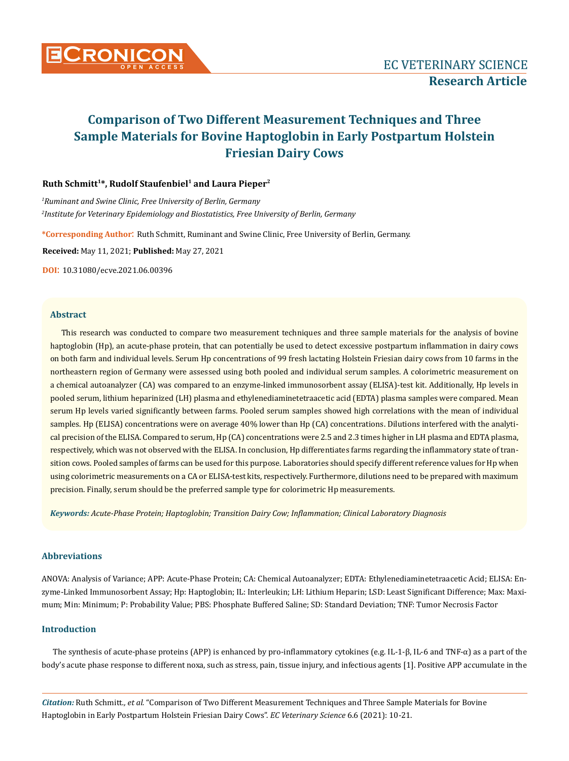# Comparison of Two Different Measurement Techniques and Three Sample Materials for Bovine Haptoglobin in Early Postpartum Holstein Friesian Dairy Cows

**Ruth Schmitt[1]*, Rudolf Staufenbiel[1] and Laura Pieper[2]**

*[1]Ruminant and Swine Clinic, Free University of Berlin, Germany*

*[2]Institute for Veterinary Epidemiology and Biostatistics, Free University of Berlin, Germany*

**\*Corresponding Author:** Ruth Schmitt, Ruminant and Swine Clinic, Free University of Berlin, Germany.

**Received:** May 11, 2021; **Published:** May 27, 2021

**DOI:** 10.31080/ecve.2021.06.00396

## Abstract

This research was conducted to compare two measurement techniques and three sample materials for the analysis of bovine haptoglobin (Hp), an acute-phase protein, that can potentially be used to detect excessive postpartum inflammation in dairy cows on both farm and individual levels. Serum Hp concentrations of 99 fresh lactating Holstein Friesian dairy cows from 10 farms in the northeastern region of Germany were assessed using both pooled and individual serum samples. A colorimetric measurement on a chemical autoanalyzer (CA) was compared to an enzyme-linked immunosorbent assay (ELISA)-test kit. Additionally, Hp levels in pooled serum, lithium heparinized (LH) plasma and ethylenediaminetetraacetic acid (EDTA) plasma samples were compared. Mean serum Hp levels varied significantly between farms. Pooled serum samples showed high correlations with the mean of individual samples. Hp (ELISA) concentrations were on average 40% lower than Hp (CA) concentrations. Dilutions interfered with the analytical precision of the ELISA. Compared to serum, Hp (CA) concentrations were 2.5 and 2.3 times higher in LH plasma and EDTA plasma, respectively, which was not observed with the ELISA. In conclusion, Hp differentiates farms regarding the inflammatory state of transition cows. Pooled samples of farms can be used for this purpose. Laboratories should specify different reference values for Hp when using colorimetric measurements on a CA or ELISA-test kits, respectively. Furthermore, dilutions need to be prepared with maximum precision. Finally, serum should be the preferred sample type for colorimetric Hp measurements.

***Keywords:*** *Acute-Phase Protein; Haptoglobin; Transition Dairy Cow; Inflammation; Clinical Laboratory Diagnosis*

## Abbreviations

ANOVA: Analysis of Variance; APP: Acute-Phase Protein; CA: Chemical Autoanalyzer; EDTA: Ethylenediaminetetraacetic Acid; ELISA: Enzyme-Linked Immunosorbent Assay; Hp: Haptoglobin; IL: Interleukin; LH: Lithium Heparin; LSD: Least Significant Difference; Max: Maximum; Min: Minimum; P: Probability Value; PBS: Phosphate Buffered Saline; SD: Standard Deviation; TNF: Tumor Necrosis Factor

## Introduction

The synthesis of acute-phase proteins (APP) is enhanced by pro-inflammatory cytokines (e.g. IL-1-β, IL-6 and TNF-α) as a part of the body's acute phase response to different noxa, such as stress, pain, tissue injury, and infectious agents [1]. Positive APP accumulate in the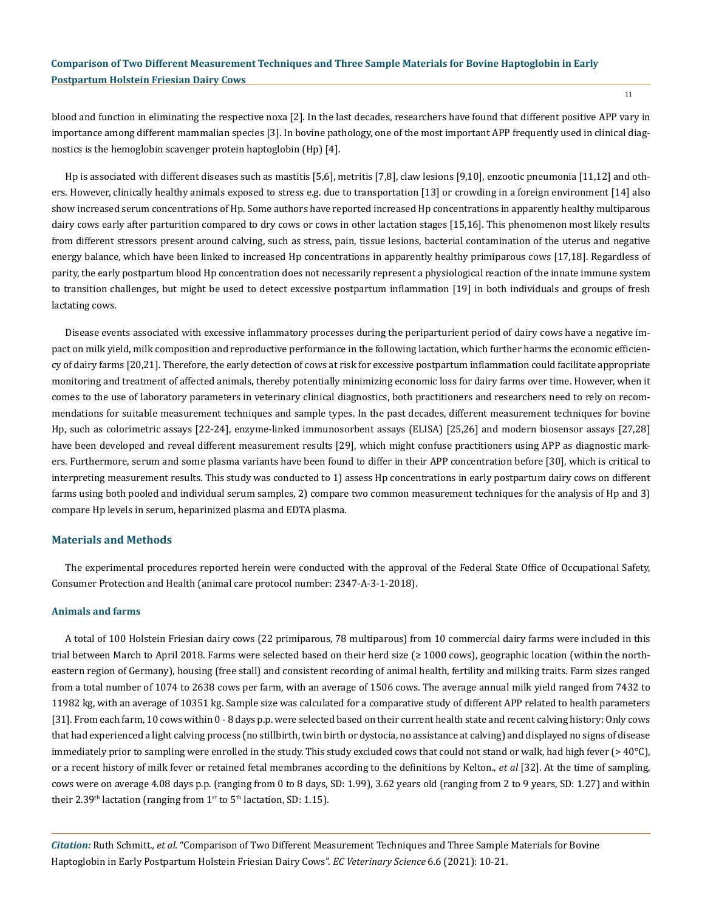blood and function in eliminating the respective noxa [2]. In the last decades, researchers have found that different positive APP vary in importance among different mammalian species [3]. In bovine pathology, one of the most important APP frequently used in clinical diagnostics is the hemoglobin scavenger protein haptoglobin (Hp) [4].

Hp is associated with different diseases such as mastitis [5,6], metritis [7,8], claw lesions [9,10], enzootic pneumonia [11,12] and others. However, clinically healthy animals exposed to stress e.g. due to transportation [13] or crowding in a foreign environment [14] also show increased serum concentrations of Hp. Some authors have reported increased Hp concentrations in apparently healthy multiparous dairy cows early after parturition compared to dry cows or cows in other lactation stages [15,16]. This phenomenon most likely results from different stressors present around calving, such as stress, pain, tissue lesions, bacterial contamination of the uterus and negative energy balance, which have been linked to increased Hp concentrations in apparently healthy primiparous cows [17,18]. Regardless of parity, the early postpartum blood Hp concentration does not necessarily represent a physiological reaction of the innate immune system to transition challenges, but might be used to detect excessive postpartum inflammation [19] in both individuals and groups of fresh lactating cows.

Disease events associated with excessive inflammatory processes during the periparturient period of dairy cows have a negative impact on milk yield, milk composition and reproductive performance in the following lactation, which further harms the economic efficiency of dairy farms [20,21]. Therefore, the early detection of cows at risk for excessive postpartum inflammation could facilitate appropriate monitoring and treatment of affected animals, thereby potentially minimizing economic loss for dairy farms over time. However, when it comes to the use of laboratory parameters in veterinary clinical diagnostics, both practitioners and researchers need to rely on recommendations for suitable measurement techniques and sample types. In the past decades, different measurement techniques for bovine Hp, such as colorimetric assays [22-24], enzyme-linked immunosorbent assays (ELISA) [25,26] and modern biosensor assays [27,28] have been developed and reveal different measurement results [29], which might confuse practitioners using APP as diagnostic markers. Furthermore, serum and some plasma variants have been found to differ in their APP concentration before [30], which is critical to interpreting measurement results. This study was conducted to 1) assess Hp concentrations in early postpartum dairy cows on different farms using both pooled and individual serum samples, 2) compare two common measurement techniques for the analysis of Hp and 3) compare Hp levels in serum, heparinized plasma and EDTA plasma.

## Materials and Methods

The experimental procedures reported herein were conducted with the approval of the Federal State Office of Occupational Safety, Consumer Protection and Health (animal care protocol number: 2347-A-3-1-2018).

### Animals and farms

A total of 100 Holstein Friesian dairy cows (22 primiparous, 78 multiparous) from 10 commercial dairy farms were included in this trial between March to April 2018. Farms were selected based on their herd size (≥ 1000 cows), geographic location (within the north-eastern region of Germany), housing (free stall) and consistent recording of animal health, fertility and milking traits. Farm sizes ranged from a total number of 1074 to 2638 cows per farm, with an average of 1506 cows. The average annual milk yield ranged from 7432 to 11982 kg, with an average of 10351 kg. Sample size was calculated for a comparative study of different APP related to health parameters [31]. From each farm, 10 cows within 0 - 8 days p.p. were selected based on their current health state and recent calving history: Only cows that had experienced a light calving process (no stillbirth, twin birth or dystocia, no assistance at calving) and displayed no signs of disease immediately prior to sampling were enrolled in the study. This study excluded cows that could not stand or walk, had high fever (> 40°C), or a recent history of milk fever or retained fetal membranes according to the definitions by Kelton., *et al* [32]. At the time of sampling, cows were on average 4.08 days p.p. (ranging from 0 to 8 days, SD: 1.99), 3.62 years old (ranging from 2 to 9 years, SD: 1.27) and within their 2.39th lactation (ranging from 1st to 5th lactation, SD: 1.15).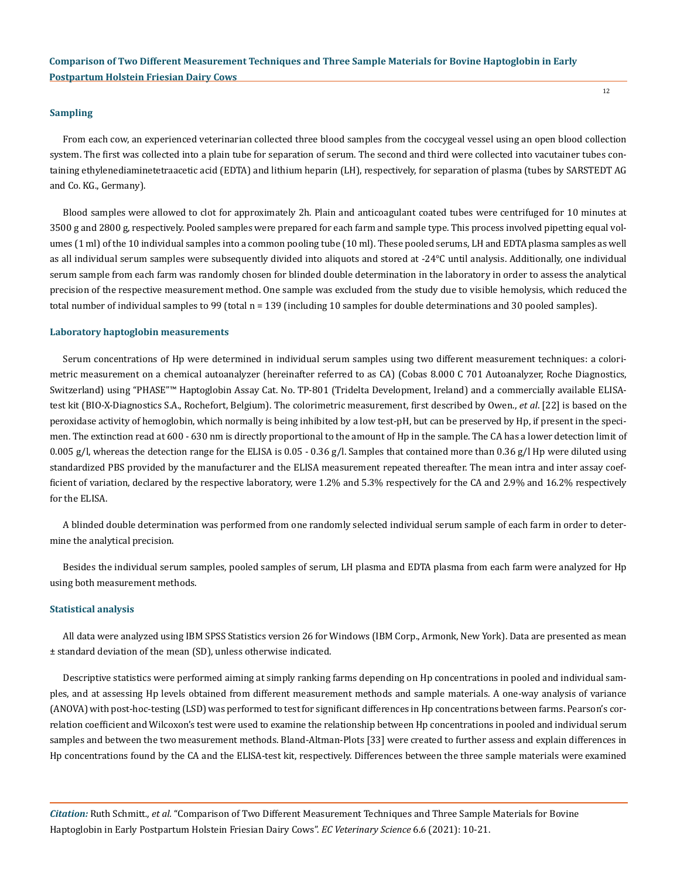### Sampling

From each cow, an experienced veterinarian collected three blood samples from the coccygeal vessel using an open blood collection system. The first was collected into a plain tube for separation of serum. The second and third were collected into vacutainer tubes containing ethylenediaminetetraacetic acid (EDTA) and lithium heparin (LH), respectively, for separation of plasma (tubes by SARSTEDT AG and Co. KG., Germany).

Blood samples were allowed to clot for approximately 2h. Plain and anticoagulant coated tubes were centrifuged for 10 minutes at 3500 g and 2800 g, respectively. Pooled samples were prepared for each farm and sample type. This process involved pipetting equal volumes (1 ml) of the 10 individual samples into a common pooling tube (10 ml). These pooled serums, LH and EDTA plasma samples as well as all individual serum samples were subsequently divided into aliquots and stored at -24°C until analysis. Additionally, one individual serum sample from each farm was randomly chosen for blinded double determination in the laboratory in order to assess the analytical precision of the respective measurement method. One sample was excluded from the study due to visible hemolysis, which reduced the total number of individual samples to 99 (total n = 139 (including 10 samples for double determinations and 30 pooled samples).

### Laboratory haptoglobin measurements

Serum concentrations of Hp were determined in individual serum samples using two different measurement techniques: a colorimetric measurement on a chemical autoanalyzer (hereinafter referred to as CA) (Cobas 8.000 C 701 Autoanalyzer, Roche Diagnostics, Switzerland) using "PHASE"™ Haptoglobin Assay Cat. No. TP-801 (Tridelta Development, Ireland) and a commercially available ELISA-test kit (BIO-X-Diagnostics S.A., Rochefort, Belgium). The colorimetric measurement, first described by Owen., *et al*. [22] is based on the peroxidase activity of hemoglobin, which normally is being inhibited by a low test-pH, but can be preserved by Hp, if present in the specimen. The extinction read at 600 - 630 nm is directly proportional to the amount of Hp in the sample. The CA has a lower detection limit of 0.005 g/l, whereas the detection range for the ELISA is 0.05 - 0.36 g/l. Samples that contained more than 0.36 g/l Hp were diluted using standardized PBS provided by the manufacturer and the ELISA measurement repeated thereafter. The mean intra and inter assay coefficient of variation, declared by the respective laboratory, were 1.2% and 5.3% respectively for the CA and 2.9% and 16.2% respectively for the ELISA.

A blinded double determination was performed from one randomly selected individual serum sample of each farm in order to determine the analytical precision.

Besides the individual serum samples, pooled samples of serum, LH plasma and EDTA plasma from each farm were analyzed for Hp using both measurement methods.

### Statistical analysis

All data were analyzed using IBM SPSS Statistics version 26 for Windows (IBM Corp., Armonk, New York). Data are presented as mean ± standard deviation of the mean (SD), unless otherwise indicated.

Descriptive statistics were performed aiming at simply ranking farms depending on Hp concentrations in pooled and individual samples, and at assessing Hp levels obtained from different measurement methods and sample materials. A one-way analysis of variance (ANOVA) with post-hoc-testing (LSD) was performed to test for significant differences in Hp concentrations between farms. Pearson's correlation coefficient and Wilcoxon's test were used to examine the relationship between Hp concentrations in pooled and individual serum samples and between the two measurement methods. Bland-Altman-Plots [33] were created to further assess and explain differences in Hp concentrations found by the CA and the ELISA-test kit, respectively. Differences between the three sample materials were examined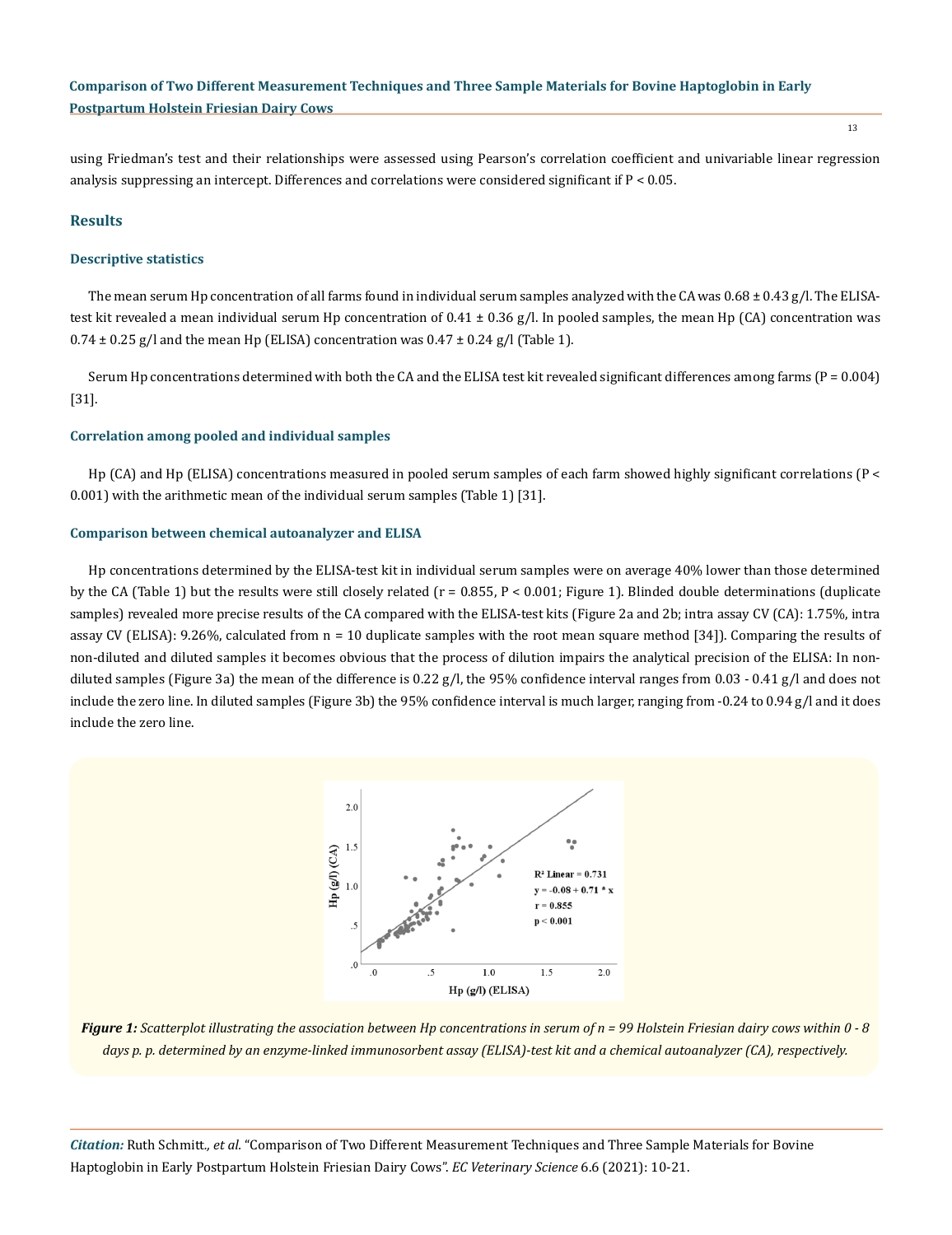using Friedman's test and their relationships were assessed using Pearson's correlation coefficient and univariable linear regression analysis suppressing an intercept. Differences and correlations were considered significant if $P < 0.05$.

## Results

### Descriptive statistics

The mean serum Hp concentration of all farms found in individual serum samples analyzed with the CA was 0.68 ± 0.43 g/l. The ELISA-test kit revealed a mean individual serum Hp concentration of 0.41 ± 0.36 g/l. In pooled samples, the mean Hp (CA) concentration was 0.74 ± 0.25 g/l and the mean Hp (ELISA) concentration was 0.47 ± 0.24 g/l (Table 1).

Serum Hp concentrations determined with both the CA and the ELISA test kit revealed significant differences among farms ($P = 0.004$) [31].

### Correlation among pooled and individual samples

Hp (CA) and Hp (ELISA) concentrations measured in pooled serum samples of each farm showed highly significant correlations ($P < 0.001$) with the arithmetic mean of the individual serum samples (Table 1) [31].

### Comparison between chemical autoanalyzer and ELISA

Hp concentrations determined by the ELISA-test kit in individual serum samples were on average 40% lower than those determined by the CA (Table 1) but the results were still closely related ($r = 0.855$, $P < 0.001$; Figure 1). Blinded double determinations (duplicate samples) revealed more precise results of the CA compared with the ELISA-test kits (Figure 2a and 2b; intra assay CV (CA): 1.75%, intra assay CV (ELISA): 9.26%, calculated from n = 10 duplicate samples with the root mean square method [34]). Comparing the results of non-diluted and diluted samples it becomes obvious that the process of dilution impairs the analytical precision of the ELISA: In non-diluted samples (Figure 3a) the mean of the difference is 0.22 g/l, the 95% confidence interval ranges from 0.03 - 0.41 g/l and does not include the zero line. In diluted samples (Figure 3b) the 95% confidence interval is much larger, ranging from -0.24 to 0.94 g/l and it does include the zero line.

***Figure 1:*** *Scatterplot illustrating the association between Hp concentrations in serum of n = 99 Holstein Friesian dairy cows within 0 - 8 days p. p. determined by an enzyme-linked immunosorbent assay (ELISA)-test kit and a chemical autoanalyzer (CA), respectively.*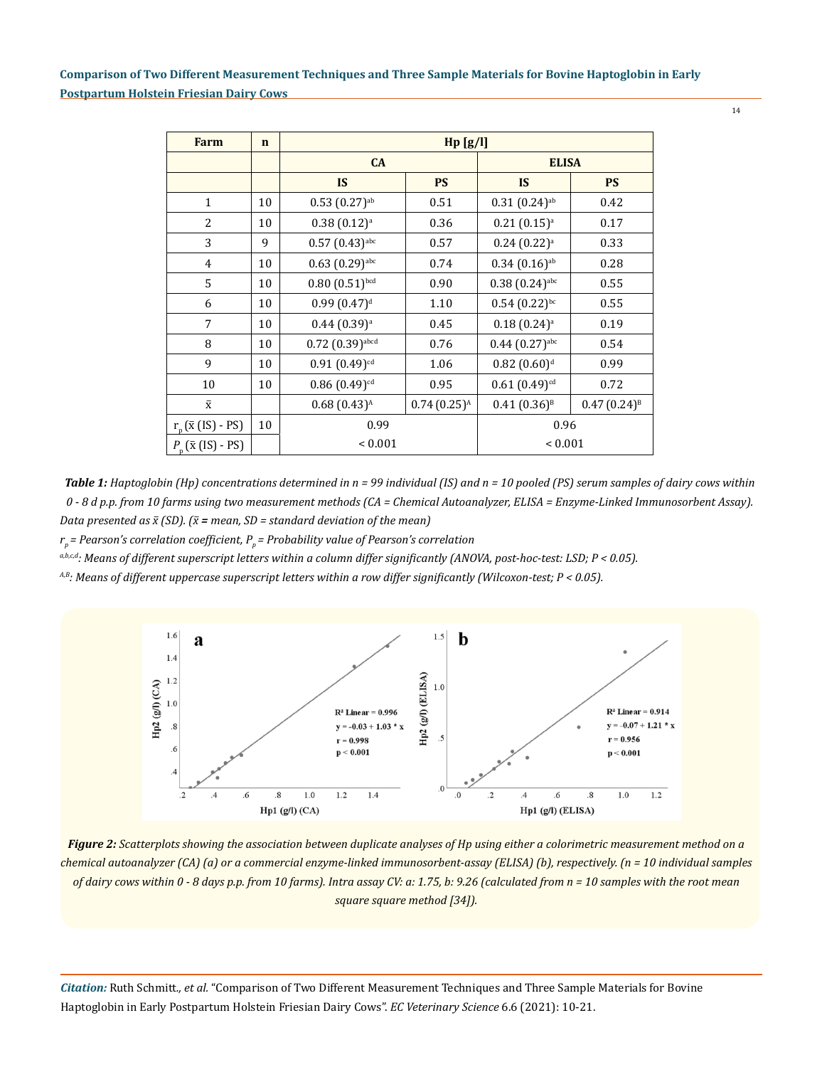| Farm | n | Hp [g/l] | | | |
|---|---|---|---|---|---|
| | | CA | | ELISA | |
| | | IS | PS | IS | PS |
| 1 | 10 | 0.53 (0.27)$^{ab}$ | 0.51 | 0.31 (0.24)$^{ab}$ | 0.42 |
| 2 | 10 | 0.38 (0.12)$^{a}$ | 0.36 | 0.21 (0.15)$^{a}$ | 0.17 |
| 3 | 9 | 0.57 (0.43)$^{abc}$ | 0.57 | 0.24 (0.22)$^{a}$ | 0.33 |
| 4 | 10 | 0.63 (0.29)$^{abc}$ | 0.74 | 0.34 (0.16)$^{ab}$ | 0.28 |
| 5 | 10 | 0.80 (0.51)$^{bcd}$ | 0.90 | 0.38 (0.24)$^{abc}$ | 0.55 |
| 6 | 10 | 0.99 (0.47)$^{d}$ | 1.10 | 0.54 (0.22)$^{bc}$ | 0.55 |
| 7 | 10 | 0.44 (0.39)$^{a}$ | 0.45 | 0.18 (0.24)$^{a}$ | 0.19 |
| 8 | 10 | 0.72 (0.39)$^{abcd}$ | 0.76 | 0.44 (0.27)$^{abc}$ | 0.54 |
| 9 | 10 | 0.91 (0.49)$^{cd}$ | 1.06 | 0.82 (0.60)$^{d}$ | 0.99 |
| 10 | 10 | 0.86 (0.49)$^{cd}$ | 0.95 | 0.61 (0.49)$^{cd}$ | 0.72 |
| $\bar{x}$ | | 0.68 (0.43)$^{A}$ | 0.74 (0.25)$^{A}$ | 0.41 (0.36)$^{B}$ | 0.47 (0.24)$^{B}$ |
| $r_p$ ($\bar{x}$ (IS) - PS) | 10 | 0.99 | | 0.96 | |
| $P_p$ ($\bar{x}$ (IS) - PS) | | < 0.001 | | < 0.001 | |

***Table 1:*** *Haptoglobin (Hp) concentrations determined in n = 99 individual (IS) and n = 10 pooled (PS) serum samples of dairy cows within 0 - 8 d p.p. from 10 farms using two measurement methods (CA = Chemical Autoanalyzer, ELISA = Enzyme-Linked Immunosorbent Assay). Data presented as $\bar{x}$ (SD). ($\bar{x}$ = mean, SD = standard deviation of the mean)*

*$r_p$ = Pearson's correlation coefficient, $P_p$ = Probability value of Pearson's correlation*

*$^{a,b,c,d}$: Means of different superscript letters within a column differ significantly (ANOVA, post-hoc-test: LSD; P < 0.05).*

*$^{A,B}$: Means of different uppercase superscript letters within a row differ significantly (Wilcoxon-test; P < 0.05).*

***Figure 2:*** *Scatterplots showing the association between duplicate analyses of Hp using either a colorimetric measurement method on a chemical autoanalyzer (CA) (a) or a commercial enzyme-linked immunosorbent-assay (ELISA) (b), respectively. (n = 10 individual samples of dairy cows within 0 - 8 days p.p. from 10 farms). Intra assay CV: a: 1.75, b: 9.26 (calculated from n = 10 samples with the root mean square square method [34]).*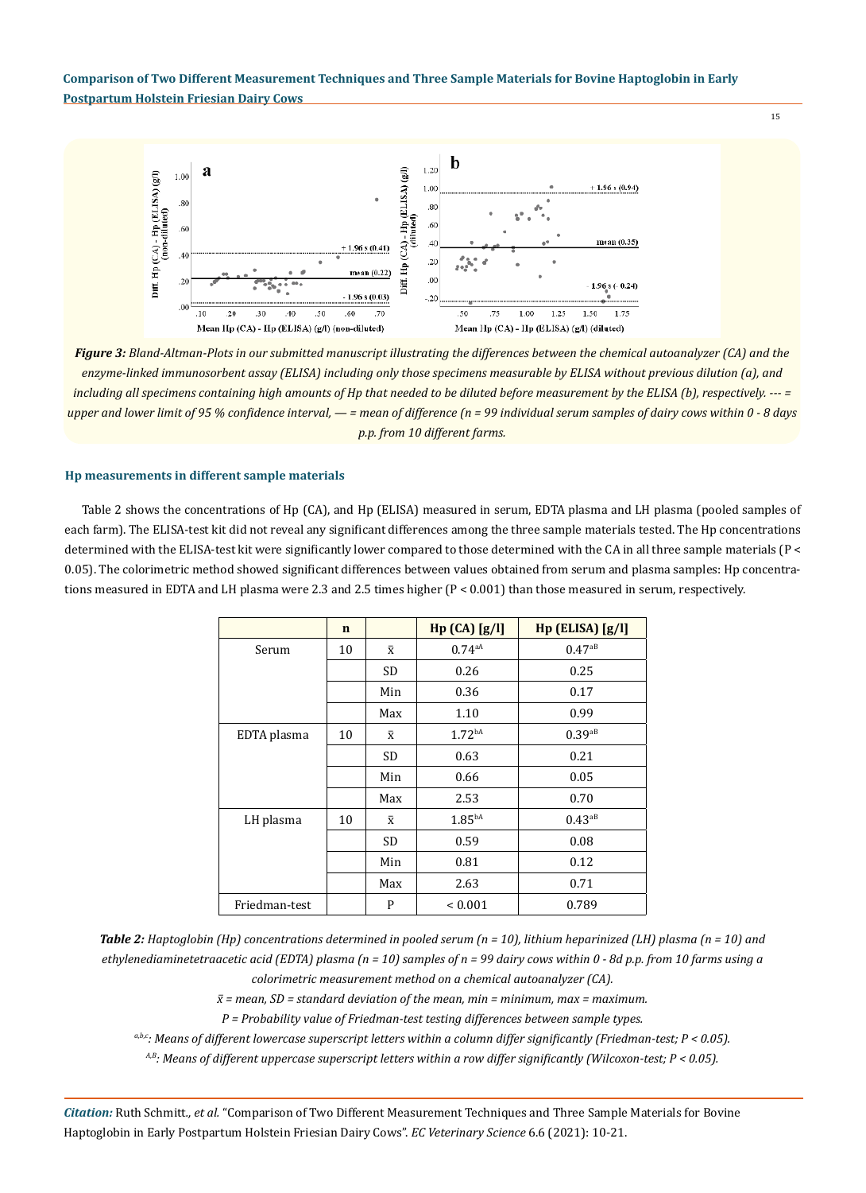*Figure 3: Bland-Altman-Plots in our submitted manuscript illustrating the differences between the chemical autoanalyzer (CA) and the enzyme-linked immunosorbent assay (ELISA) including only those specimens measurable by ELISA without previous dilution (a), and including all specimens containing high amounts of Hp that needed to be diluted before measurement by the ELISA (b), respectively. --- = upper and lower limit of 95 % confidence interval, — = mean of difference (n = 99 individual serum samples of dairy cows within 0 - 8 days p.p. from 10 different farms.*

### Hp measurements in different sample materials

Table 2 shows the concentrations of Hp (CA), and Hp (ELISA) measured in serum, EDTA plasma and LH plasma (pooled samples of each farm). The ELISA-test kit did not reveal any significant differences among the three sample materials tested. The Hp concentrations determined with the ELISA-test kit were significantly lower compared to those determined with the CA in all three sample materials ($P < 0.05$). The colorimetric method showed significant differences between values obtained from serum and plasma samples: Hp concentrations measured in EDTA and LH plasma were 2.3 and 2.5 times higher ($P < 0.001$) than those measured in serum, respectively.

| | n | | Hp (CA) [g/l] | Hp (ELISA) [g/l] |
|---|---|---|---|---|
| Serum | 10 | $\bar{x}$ | $0.74^{aA}$ | $0.47^{aB}$ |
| | | SD | 0.26 | 0.25 |
| | | Min | 0.36 | 0.17 |
| | | Max | 1.10 | 0.99 |
| EDTA plasma | 10 | $\bar{x}$ | $1.72^{bA}$ | $0.39^{aB}$ |
| | | SD | 0.63 | 0.21 |
| | | Min | 0.66 | 0.05 |
| | | Max | 2.53 | 0.70 |
| LH plasma | 10 | $\bar{x}$ | $1.85^{bA}$ | $0.43^{aB}$ |
| | | SD | 0.59 | 0.08 |
| | | Min | 0.81 | 0.12 |
| | | Max | 2.63 | 0.71 |
| Friedman-test | | P | < 0.001 | 0.789 |

***Table 2:** Haptoglobin (Hp) concentrations determined in pooled serum (n = 10), lithium heparinized (LH) plasma (n = 10) and ethylenediaminetetraacetic acid (EDTA) plasma (n = 10) samples of n = 99 dairy cows within 0 - 8d p.p. from 10 farms using a colorimetric measurement method on a chemical autoanalyzer (CA).*

*$\bar{x}$ = mean, SD = standard deviation of the mean, min = minimum, max = maximum.*

*P = Probability value of Friedman-test testing differences between sample types.*

*$^{a,b,c}$: Means of different lowercase superscript letters within a column differ significantly (Friedman-test; $P < 0.05$).*

*$^{A,B}$: Means of different uppercase superscript letters within a row differ significantly (Wilcoxon-test; $P < 0.05$).*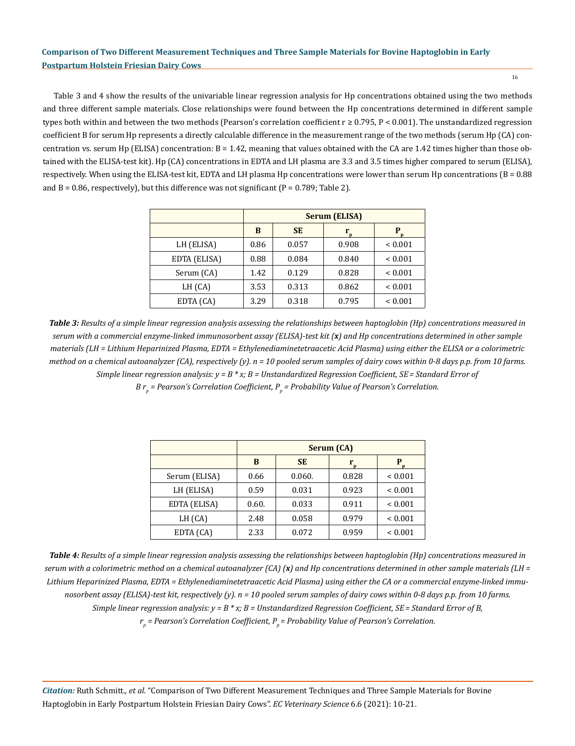Table 3 and 4 show the results of the univariable linear regression analysis for Hp concentrations obtained using the two methods and three different sample materials. Close relationships were found between the Hp concentrations determined in different sample types both within and between the two methods (Pearson's correlation coefficient r ≥ 0.795, P < 0.001). The unstandardized regression coefficient B for serum Hp represents a directly calculable difference in the measurement range of the two methods (serum Hp (CA) concentration vs. serum Hp (ELISA) concentration: B = 1.42, meaning that values obtained with the CA are 1.42 times higher than those obtained with the ELISA-test kit). Hp (CA) concentrations in EDTA and LH plasma are 3.3 and 3.5 times higher compared to serum (ELISA), respectively. When using the ELISA-test kit, EDTA and LH plasma Hp concentrations were lower than serum Hp concentrations (B = 0.88 and B = 0.86, respectively), but this difference was not significant (P = 0.789; Table 2).

| | Serum (ELISA) | | | |
|---|---|---|---|---|
| | B | SE | $r_p$ | $P_p$ |
| LH (ELISA) | 0.86 | 0.057 | 0.908 | < 0.001 |
| EDTA (ELISA) | 0.88 | 0.084 | 0.840 | < 0.001 |
| Serum (CA) | 1.42 | 0.129 | 0.828 | < 0.001 |
| LH (CA) | 3.53 | 0.313 | 0.862 | < 0.001 |
| EDTA (CA) | 3.29 | 0.318 | 0.795 | < 0.001 |

***Table 3:*** *Results of a simple linear regression analysis assessing the relationships between haptoglobin (Hp) concentrations measured in serum with a commercial enzyme-linked immunosorbent assay (ELISA)-test kit (**x**) and Hp concentrations determined in other sample materials (LH = Lithium Heparinized Plasma, EDTA = Ethylenediaminetetraacetic Acid Plasma) using either the ELISA or a colorimetric method on a chemical autoanalyzer (CA), respectively (y). n = 10 pooled serum samples of dairy cows within 0-8 days p.p. from 10 farms. Simple linear regression analysis: y = B * x; B = Unstandardized Regression Coefficient, SE = Standard Error of B $r_p$ = Pearson's Correlation Coefficient, $P_p$ = Probability Value of Pearson's Correlation.*

| | Serum (CA) | | | |
|---|---|---|---|---|
| | B | SE | $r_p$ | $P_p$ |
| Serum (ELISA) | 0.66 | 0.060. | 0.828 | < 0.001 |
| LH (ELISA) | 0.59 | 0.031 | 0.923 | < 0.001 |
| EDTA (ELISA) | 0.60. | 0.033 | 0.911 | < 0.001 |
| LH (CA) | 2.48 | 0.058 | 0.979 | < 0.001 |
| EDTA (CA) | 2.33 | 0.072 | 0.959 | < 0.001 |

***Table 4:*** *Results of a simple linear regression analysis assessing the relationships between haptoglobin (Hp) concentrations measured in serum with a colorimetric method on a chemical autoanalyzer (CA) (**x**) and Hp concentrations determined in other sample materials (LH = Lithium Heparinized Plasma, EDTA = Ethylenediaminetetraacetic Acid Plasma) using either the CA or a commercial enzyme-linked immunosorbent assay (ELISA)-test kit, respectively (y). n = 10 pooled serum samples of dairy cows within 0-8 days p.p. from 10 farms. Simple linear regression analysis: y = B * x; B = Unstandardized Regression Coefficient, SE = Standard Error of B, $r_p$ = Pearson's Correlation Coefficient, $P_p$ = Probability Value of Pearson's Correlation.*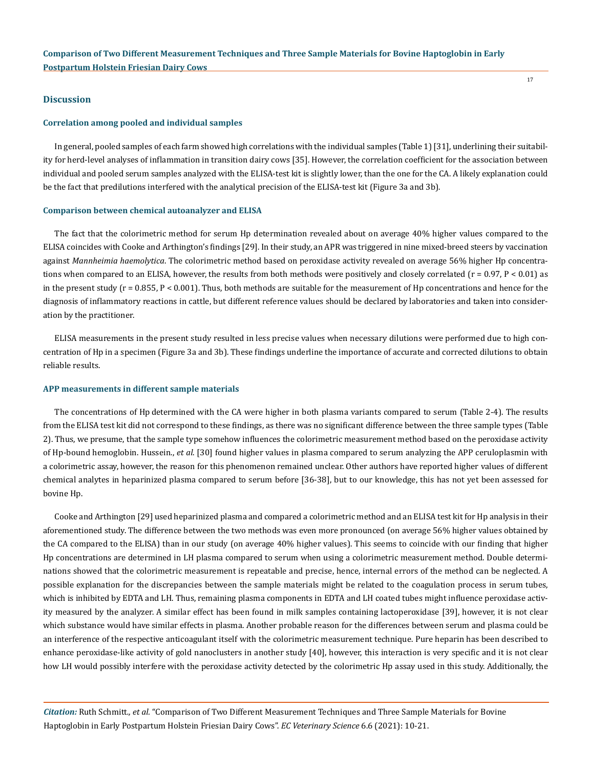## Discussion

### Correlation among pooled and individual samples

In general, pooled samples of each farm showed high correlations with the individual samples (Table 1) [31], underlining their suitability for herd-level analyses of inflammation in transition dairy cows [35]. However, the correlation coefficient for the association between individual and pooled serum samples analyzed with the ELISA-test kit is slightly lower, than the one for the CA. A likely explanation could be the fact that predilutions interfered with the analytical precision of the ELISA-test kit (Figure 3a and 3b).

### Comparison between chemical autoanalyzer and ELISA

The fact that the colorimetric method for serum Hp determination revealed about on average 40% higher values compared to the ELISA coincides with Cooke and Arthington's findings [29]. In their study, an APR was triggered in nine mixed-breed steers by vaccination against *Mannheimia haemolytica*. The colorimetric method based on peroxidase activity revealed on average 56% higher Hp concentrations when compared to an ELISA, however, the results from both methods were positively and closely correlated ($r = 0.97$, $P < 0.01$) as in the present study ($r = 0.855$, $P < 0.001$). Thus, both methods are suitable for the measurement of Hp concentrations and hence for the diagnosis of inflammatory reactions in cattle, but different reference values should be declared by laboratories and taken into consideration by the practitioner.

ELISA measurements in the present study resulted in less precise values when necessary dilutions were performed due to high concentration of Hp in a specimen (Figure 3a and 3b). These findings underline the importance of accurate and corrected dilutions to obtain reliable results.

### APP measurements in different sample materials

The concentrations of Hp determined with the CA were higher in both plasma variants compared to serum (Table 2-4). The results from the ELISA test kit did not correspond to these findings, as there was no significant difference between the three sample types (Table 2). Thus, we presume, that the sample type somehow influences the colorimetric measurement method based on the peroxidase activity of Hp-bound hemoglobin. Hussein., *et al.* [30] found higher values in plasma compared to serum analyzing the APP ceruloplasmin with a colorimetric assay, however, the reason for this phenomenon remained unclear. Other authors have reported higher values of different chemical analytes in heparinized plasma compared to serum before [36-38], but to our knowledge, this has not yet been assessed for bovine Hp.

Cooke and Arthington [29] used heparinized plasma and compared a colorimetric method and an ELISA test kit for Hp analysis in their aforementioned study. The difference between the two methods was even more pronounced (on average 56% higher values obtained by the CA compared to the ELISA) than in our study (on average 40% higher values). This seems to coincide with our finding that higher Hp concentrations are determined in LH plasma compared to serum when using a colorimetric measurement method. Double determinations showed that the colorimetric measurement is repeatable and precise, hence, internal errors of the method can be neglected. A possible explanation for the discrepancies between the sample materials might be related to the coagulation process in serum tubes, which is inhibited by EDTA and LH. Thus, remaining plasma components in EDTA and LH coated tubes might influence peroxidase activity measured by the analyzer. A similar effect has been found in milk samples containing lactoperoxidase [39], however, it is not clear which substance would have similar effects in plasma. Another probable reason for the differences between serum and plasma could be an interference of the respective anticoagulant itself with the colorimetric measurement technique. Pure heparin has been described to enhance peroxidase-like activity of gold nanoclusters in another study [40], however, this interaction is very specific and it is not clear how LH would possibly interfere with the peroxidase activity detected by the colorimetric Hp assay used in this study. Additionally, the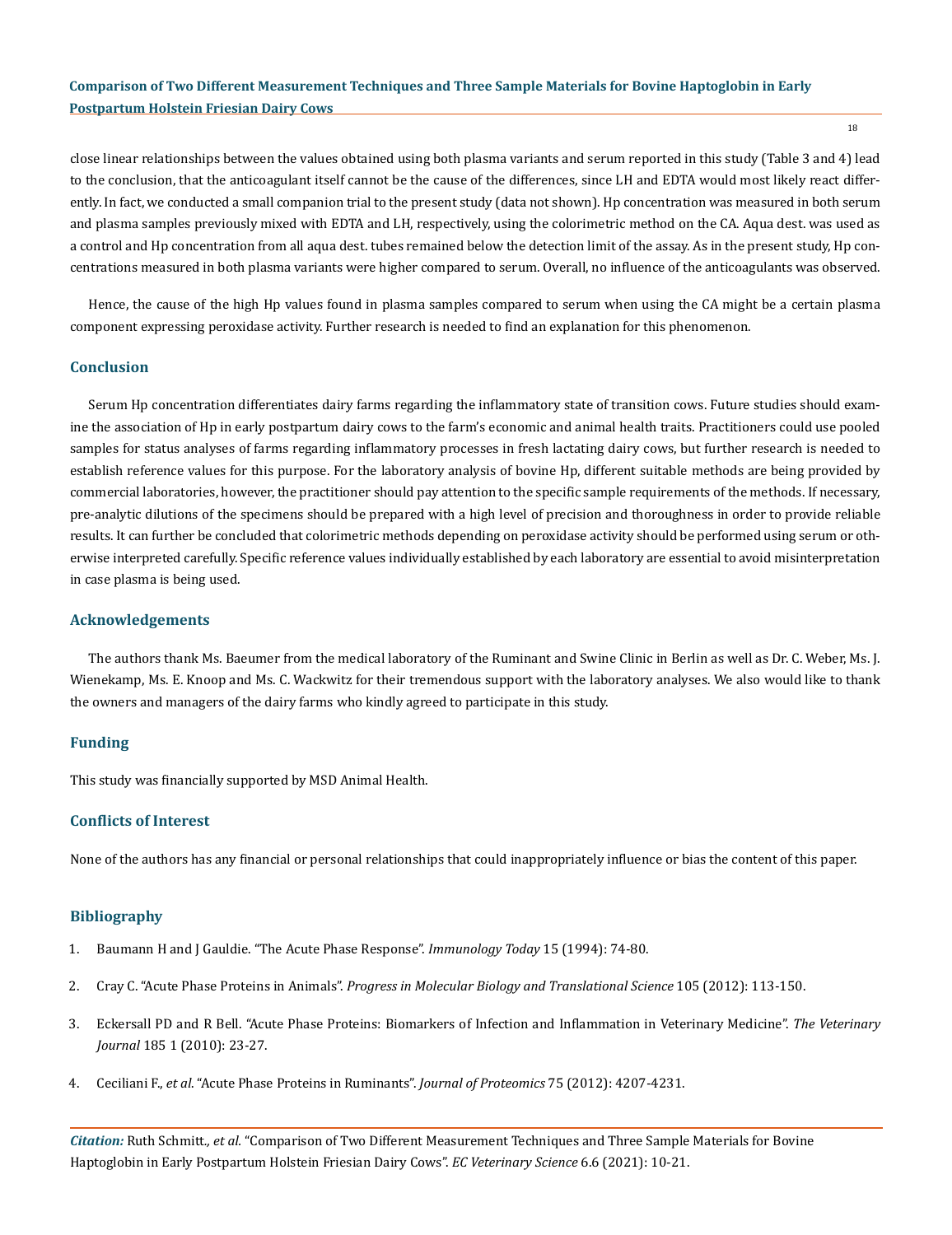close linear relationships between the values obtained using both plasma variants and serum reported in this study (Table 3 and 4) lead to the conclusion, that the anticoagulant itself cannot be the cause of the differences, since LH and EDTA would most likely react differently. In fact, we conducted a small companion trial to the present study (data not shown). Hp concentration was measured in both serum and plasma samples previously mixed with EDTA and LH, respectively, using the colorimetric method on the CA. Aqua dest. was used as a control and Hp concentration from all aqua dest. tubes remained below the detection limit of the assay. As in the present study, Hp concentrations measured in both plasma variants were higher compared to serum. Overall, no influence of the anticoagulants was observed.

Hence, the cause of the high Hp values found in plasma samples compared to serum when using the CA might be a certain plasma component expressing peroxidase activity. Further research is needed to find an explanation for this phenomenon.

## Conclusion

Serum Hp concentration differentiates dairy farms regarding the inflammatory state of transition cows. Future studies should examine the association of Hp in early postpartum dairy cows to the farm's economic and animal health traits. Practitioners could use pooled samples for status analyses of farms regarding inflammatory processes in fresh lactating dairy cows, but further research is needed to establish reference values for this purpose. For the laboratory analysis of bovine Hp, different suitable methods are being provided by commercial laboratories, however, the practitioner should pay attention to the specific sample requirements of the methods. If necessary, pre-analytic dilutions of the specimens should be prepared with a high level of precision and thoroughness in order to provide reliable results. It can further be concluded that colorimetric methods depending on peroxidase activity should be performed using serum or otherwise interpreted carefully. Specific reference values individually established by each laboratory are essential to avoid misinterpretation in case plasma is being used.

## Acknowledgements

The authors thank Ms. Baeumer from the medical laboratory of the Ruminant and Swine Clinic in Berlin as well as Dr. C. Weber, Ms. J. Wienekamp, Ms. E. Knoop and Ms. C. Wackwitz for their tremendous support with the laboratory analyses. We also would like to thank the owners and managers of the dairy farms who kindly agreed to participate in this study.

## Funding

This study was financially supported by MSD Animal Health.

## Conflicts of Interest

None of the authors has any financial or personal relationships that could inappropriately influence or bias the content of this paper.

## Bibliography

1. Baumann H and J Gauldie. "The Acute Phase Response". *Immunology Today* 15 (1994): 74-80.
2. Cray C. "Acute Phase Proteins in Animals". *Progress in Molecular Biology and Translational Science* 105 (2012): 113-150.
3. Eckersall PD and R Bell. "Acute Phase Proteins: Biomarkers of Infection and Inflammation in Veterinary Medicine". *The Veterinary Journal* 185 1 (2010): 23-27.
4. Ceciliani F., *et al*. "Acute Phase Proteins in Ruminants". *Journal of Proteomics* 75 (2012): 4207-4231.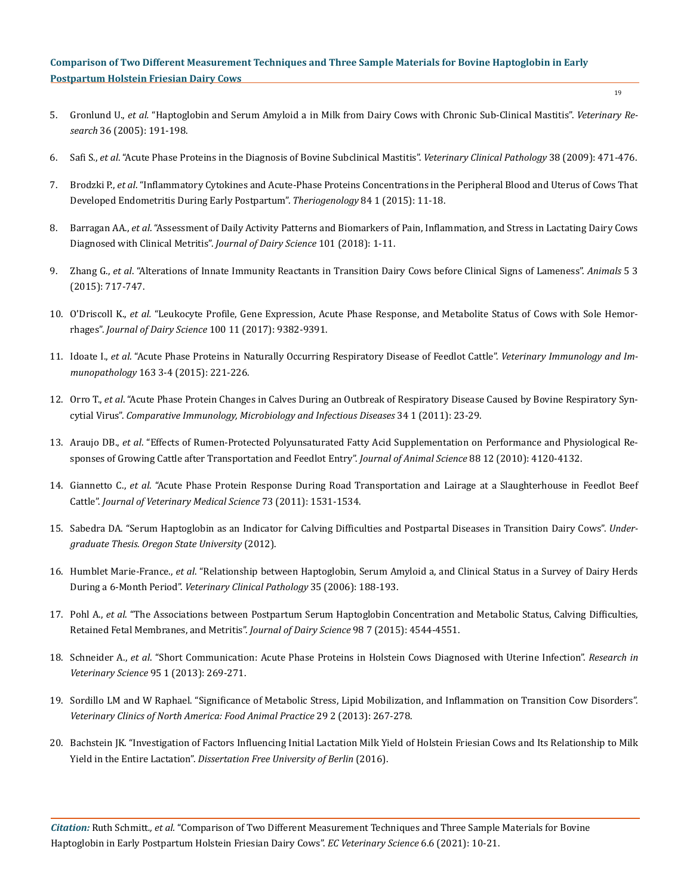5. Gronlund U., *et al.* "Haptoglobin and Serum Amyloid a in Milk from Dairy Cows with Chronic Sub-Clinical Mastitis". *Veterinary Research* 36 (2005): 191-198.

6. Safi S., *et al*. "Acute Phase Proteins in the Diagnosis of Bovine Subclinical Mastitis". *Veterinary Clinical Pathology* 38 (2009): 471-476.

7. Brodzki P., *et al*. "Inflammatory Cytokines and Acute-Phase Proteins Concentrations in the Peripheral Blood and Uterus of Cows That Developed Endometritis During Early Postpartum". *Theriogenology* 84 1 (2015): 11-18.

8. Barragan AA., *et al*. "Assessment of Daily Activity Patterns and Biomarkers of Pain, Inflammation, and Stress in Lactating Dairy Cows Diagnosed with Clinical Metritis". *Journal of Dairy Science* 101 (2018): 1-11.

9. Zhang G., *et al*. "Alterations of Innate Immunity Reactants in Transition Dairy Cows before Clinical Signs of Lameness". *Animals* 5 3 (2015): 717-747.

10. O'Driscoll K., *et al.* "Leukocyte Profile, Gene Expression, Acute Phase Response, and Metabolite Status of Cows with Sole Hemorrhages". *Journal of Dairy Science* 100 11 (2017): 9382-9391.

11. Idoate I., *et al*. "Acute Phase Proteins in Naturally Occurring Respiratory Disease of Feedlot Cattle". *Veterinary Immunology and Immunopathology* 163 3-4 (2015): 221-226.

12. Orro T., *et al*. "Acute Phase Protein Changes in Calves During an Outbreak of Respiratory Disease Caused by Bovine Respiratory Syncytial Virus". *Comparative Immunology, Microbiology and Infectious Diseases* 34 1 (2011): 23-29.

13. Araujo DB., *et al*. "Effects of Rumen-Protected Polyunsaturated Fatty Acid Supplementation on Performance and Physiological Responses of Growing Cattle after Transportation and Feedlot Entry". *Journal of Animal Science* 88 12 (2010): 4120-4132.

14. Giannetto C., *et al.* "Acute Phase Protein Response During Road Transportation and Lairage at a Slaughterhouse in Feedlot Beef Cattle". *Journal of Veterinary Medical Science* 73 (2011): 1531-1534.

15. Sabedra DA. "Serum Haptoglobin as an Indicator for Calving Difficulties and Postpartal Diseases in Transition Dairy Cows". *Undergraduate Thesis. Oregon State University* (2012).

16. Humblet Marie-France., *et al*. "Relationship between Haptoglobin, Serum Amyloid a, and Clinical Status in a Survey of Dairy Herds During a 6-Month Period". *Veterinary Clinical Pathology* 35 (2006): 188-193.

17. Pohl A., *et al.* "The Associations between Postpartum Serum Haptoglobin Concentration and Metabolic Status, Calving Difficulties, Retained Fetal Membranes, and Metritis". *Journal of Dairy Science* 98 7 (2015): 4544-4551.

18. Schneider A., *et al*. "Short Communication: Acute Phase Proteins in Holstein Cows Diagnosed with Uterine Infection". *Research in Veterinary Science* 95 1 (2013): 269-271.

19. Sordillo LM and W Raphael. "Significance of Metabolic Stress, Lipid Mobilization, and Inflammation on Transition Cow Disorders". *Veterinary Clinics of North America: Food Animal Practice* 29 2 (2013): 267-278.

20. Bachstein JK. "Investigation of Factors Influencing Initial Lactation Milk Yield of Holstein Friesian Cows and Its Relationship to Milk Yield in the Entire Lactation". *Dissertation Free University of Berlin* (2016).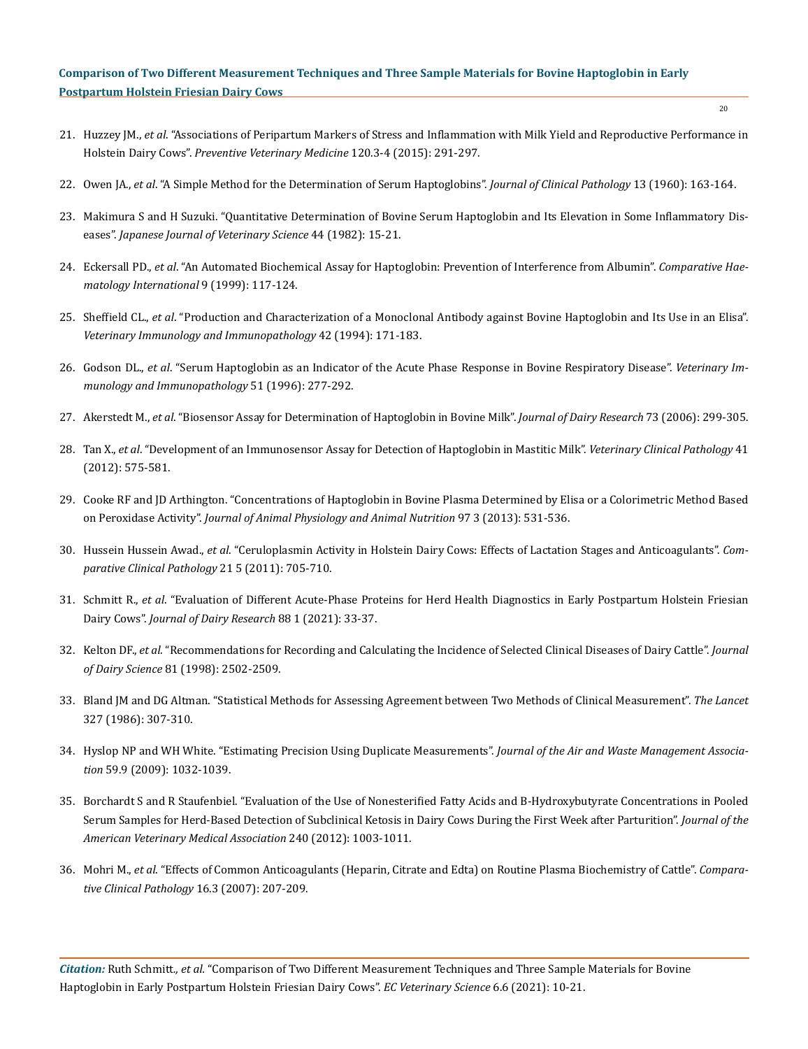21. Huzzey JM., *et al*. "Associations of Peripartum Markers of Stress and Inflammation with Milk Yield and Reproductive Performance in Holstein Dairy Cows". *Preventive Veterinary Medicine* 120.3-4 (2015): 291-297.

22. Owen JA., *et al*. "A Simple Method for the Determination of Serum Haptoglobins". *Journal of Clinical Pathology* 13 (1960): 163-164.

23. Makimura S and H Suzuki. "Quantitative Determination of Bovine Serum Haptoglobin and Its Elevation in Some Inflammatory Diseases". *Japanese Journal of Veterinary Science* 44 (1982): 15-21.

24. Eckersall PD., *et al*. "An Automated Biochemical Assay for Haptoglobin: Prevention of Interference from Albumin". *Comparative Haematology International* 9 (1999): 117-124.

25. Sheffield CL., *et al*. "Production and Characterization of a Monoclonal Antibody against Bovine Haptoglobin and Its Use in an Elisa". *Veterinary Immunology and Immunopathology* 42 (1994): 171-183.

26. Godson DL., *et al*. "Serum Haptoglobin as an Indicator of the Acute Phase Response in Bovine Respiratory Disease". *Veterinary Immunology and Immunopathology* 51 (1996): 277-292.

27. Akerstedt M., *et al*. "Biosensor Assay for Determination of Haptoglobin in Bovine Milk". *Journal of Dairy Research* 73 (2006): 299-305.

28. Tan X., *et al*. "Development of an Immunosensor Assay for Detection of Haptoglobin in Mastitic Milk". *Veterinary Clinical Pathology* 41 (2012): 575-581.

29. Cooke RF and JD Arthington. "Concentrations of Haptoglobin in Bovine Plasma Determined by Elisa or a Colorimetric Method Based on Peroxidase Activity". *Journal of Animal Physiology and Animal Nutrition* 97 3 (2013): 531-536.

30. Hussein Hussein Awad., *et al*. "Ceruloplasmin Activity in Holstein Dairy Cows: Effects of Lactation Stages and Anticoagulants". *Comparative Clinical Pathology* 21 5 (2011): 705-710.

31. Schmitt R., *et al*. "Evaluation of Different Acute-Phase Proteins for Herd Health Diagnostics in Early Postpartum Holstein Friesian Dairy Cows". *Journal of Dairy Research* 88 1 (2021): 33-37.

32. Kelton DF., *et al.* "Recommendations for Recording and Calculating the Incidence of Selected Clinical Diseases of Dairy Cattle". *Journal of Dairy Science* 81 (1998): 2502-2509.

33. Bland JM and DG Altman. "Statistical Methods for Assessing Agreement between Two Methods of Clinical Measurement". *The Lancet* 327 (1986): 307-310.

34. Hyslop NP and WH White. "Estimating Precision Using Duplicate Measurements". *Journal of the Air and Waste Management Association* 59.9 (2009): 1032-1039.

35. Borchardt S and R Staufenbiel. "Evaluation of the Use of Nonesterified Fatty Acids and Β-Hydroxybutyrate Concentrations in Pooled Serum Samples for Herd-Based Detection of Subclinical Ketosis in Dairy Cows During the First Week after Parturition". *Journal of the American Veterinary Medical Association* 240 (2012): 1003-1011.

36. Mohri M., *et al.* "Effects of Common Anticoagulants (Heparin, Citrate and Edta) on Routine Plasma Biochemistry of Cattle". *Comparative Clinical Pathology* 16.3 (2007): 207-209.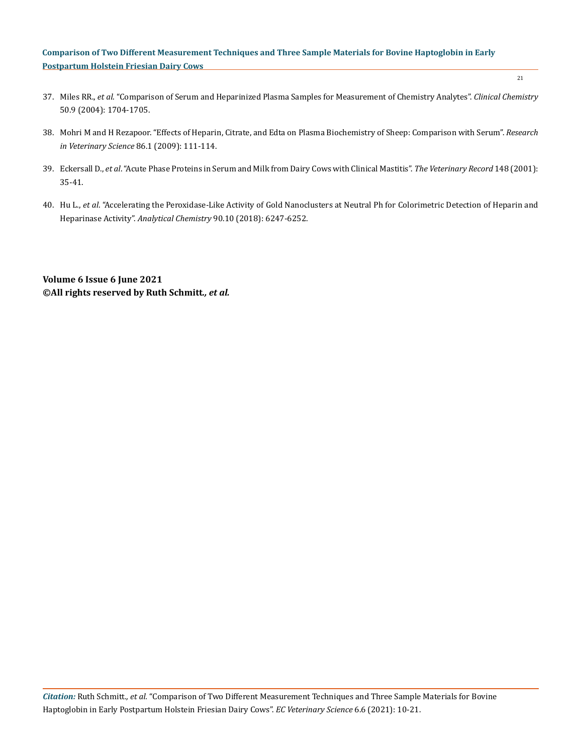37. Miles RR., *et al.* "Comparison of Serum and Heparinized Plasma Samples for Measurement of Chemistry Analytes". *Clinical Chemistry* 50.9 (2004): 1704-1705.

38. Mohri M and H Rezapoor. "Effects of Heparin, Citrate, and Edta on Plasma Biochemistry of Sheep: Comparison with Serum". *Research in Veterinary Science* 86.1 (2009): 111-114.

39. Eckersall D., *et al*. "Acute Phase Proteins in Serum and Milk from Dairy Cows with Clinical Mastitis". *The Veterinary Record* 148 (2001): 35-41.

40. Hu L., *et al*. "Accelerating the Peroxidase-Like Activity of Gold Nanoclusters at Neutral Ph for Colorimetric Detection of Heparin and Heparinase Activity". *Analytical Chemistry* 90.10 (2018): 6247-6252.

**Volume 6 Issue 6 June 2021**
**©All rights reserved by Ruth Schmitt., *et al.***